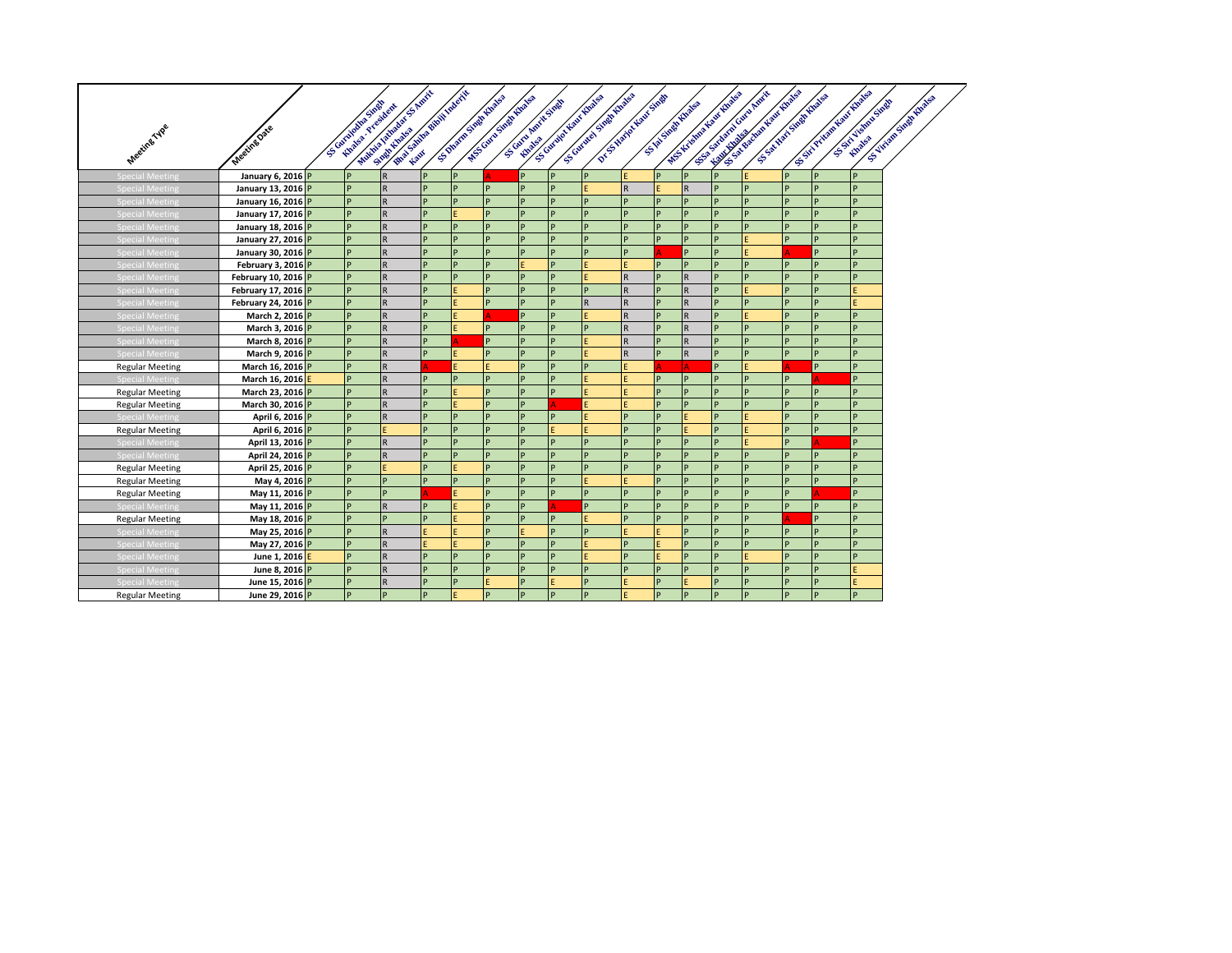| Meeting Type | Meeting Date | SS Gurujodha Singh Khalsa - President | Mukhia Jathadar SS Amrit Singh Khalsa | Bhai Sahiba Bibiji Inderjit Kaur | SS Dharm Singh Khalsa | MSS Guru Singh Khalsa | SS Guru Amrit Singh Khalsa | SS Gurujot Kaur Khalsa | SS Gurutej Singh Khalsa | Dr SS Harjot Kaur Singh | SS Jai Singh Khalsa | MSS Krishna Kaur Khalsa | SSSa Sardarni Guru Amrit Kaur Khalsa | SS Sat Bachan Kaur Khalsa | SS Sat Hari Singh Khalsa | SS Siri Pritam Kaur Khalsa | SS Siri Vishnu Singh Khalsa | SS Viriam Singh Khalsa |
|---|---|---|---|---|---|---|---|---|---|---|---|---|---|---|---|---|---|---|
| Special Meeting | January 6, 2016 | P | P | R | P | P | A | P | P | P | E | P | P | P | E | P | P | P |
| Special Meeting | January 13, 2016 | P | P | R | P | P | P | P | P | E | R | E | R | P | P | P | P | P |
| Special Meeting | January 16, 2016 | P | P | R | P | P | P | P | P | P | P | P | P | P | P | P | P | P |
| Special Meeting | January 17, 2016 | P | P | R | P | E | P | P | P | P | P | P | P | P | P | P | P | P |
| Special Meeting | January 18, 2016 | P | P | R | P | P | P | P | P | P | P | P | P | P | P | P | P | P |
| Special Meeting | January 27, 2016 | P | P | R | P | P | P | P | P | P | P | P | P | P | E | P | P | P |
| Special Meeting | January 30, 2016 | P | P | R | P | P | P | P | P | P | P | A | P | P | E | A | P | P |
| Special Meeting | February 3, 2016 | P | P | R | P | P | P | E | P | E | E | P | P | P | P | P | P | P |
| Special Meeting | February 10, 2016 | P | P | R | P | P | P | P | P | E | R | P | R | P | P | P | P | P |
| Special Meeting | February 17, 2016 | P | P | R | P | E | P | P | P | P | R | P | R | P | E | P | P | E |
| Special Meeting | February 24, 2016 | P | P | R | P | E | P | P | P | R | R | P | R | P | P | P | P | E |
| Special Meeting | March 2, 2016 | P | P | R | P | E | A | P | P | E | R | P | R | P | E | P | P | P |
| Special Meeting | March 3, 2016 | P | P | R | P | E | P | P | P | P | R | P | R | P | P | P | P | P |
| Special Meeting | March 8, 2016 | P | P | R | P | A | P | P | P | E | R | P | R | P | P | P | P | P |
| Special Meeting | March 9, 2016 | P | P | R | P | E | P | P | P | E | R | P | R | P | P | P | P | P |
| Regular Meeting | March 16, 2016 | P | P | R | A | E | E | P | P | P | E | A | A | P | E | A | P | P |
| Special Meeting | March 16, 2016 | E | P | R | P | P | P | P | P | E | E | P | P | P | P | P | A | P |
| Regular Meeting | March 23, 2016 | P | P | R | P | E | P | P | P | E | E | P | P | P | P | P | P | P |
| Regular Meeting | March 30, 2016 | P | P | R | P | E | P | P | A | E | E | P | P | P | P | P | P | P |
| Special Meeting | April 6, 2016 | P | P | R | P | P | P | P | P | E | P | P | E | P | E | P | P | P |
| Regular Meeting | April 6, 2016 | P | P | E | P | P | P | P | E | E | P | P | E | P | E | P | P | P |
| Special Meeting | April 13, 2016 | P | P | R | P | P | P | P | P | P | P | P | P | P | E | P | A | P |
| Special Meeting | April 24, 2016 | P | P | R | P | P | P | P | P | P | P | P | P | P | P | P | P | P |
| Regular Meeting | April 25, 2016 | P | P | E | P | E | P | P | P | P | P | P | P | P | P | P | P | P |
| Regular Meeting | May 4, 2016 | P | P | P | P | P | P | P | P | E | E | P | P | P | P | P | P | P |
| Regular Meeting | May 11, 2016 | P | P | P | A | E | P | P | P | P | P | P | P | P | P | P | A | P |
| Special Meeting | May 11, 2016 | P | P | R | P | E | P | P | A | P | P | P | P | P | P | P | P | P |
| Regular Meeting | May 18, 2016 | P | P | P | P | E | P | P | P | E | P | P | P | P | P | A | P | P |
| Special Meeting | May 25, 2016 | P | P | R | E | E | P | E | P | P | E | E | P | P | P | P | P | P |
| Special Meeting | May 27, 2016 | P | P | R | E | E | P | P | P | E | P | E | P | P | P | P | P | P |
| Special Meeting | June 1, 2016 | E | P | R | P | P | P | P | P | E | P | E | P | P | E | P | P | P |
| Special Meeting | June 8, 2016 | P | P | R | P | P | P | P | P | P | P | P | P | P | P | P | P | E |
| Special Meeting | June 15, 2016 | P | P | R | P | P | E | P | E | P | E | P | E | P | P | P | P | E |
| Regular Meeting | June 29, 2016 | P | P | P | P | E | P | P | P | P | E | P | P | P | P | P | P | P |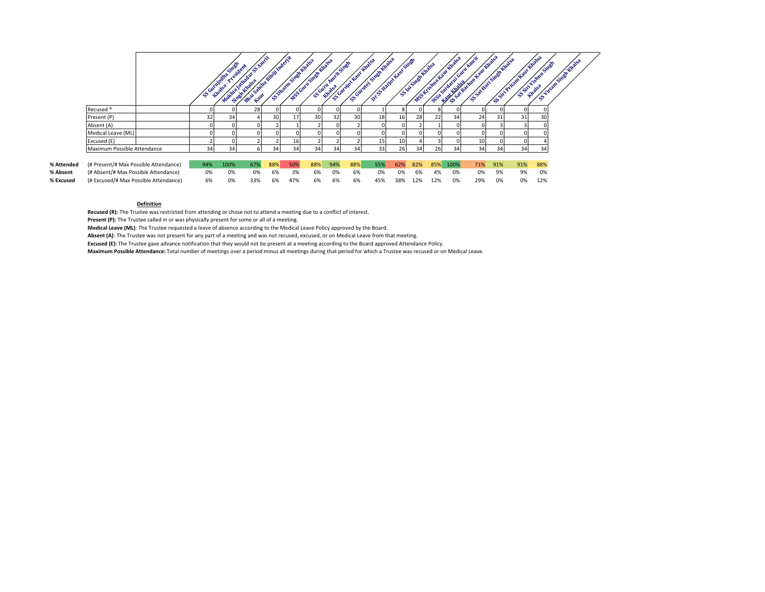| | SS Gurujodha Singh Khalsa - President | Mukhia Jathadar SS Amrit Singh Khalsa | Bhai Sahiba Bibiji Inderjit Kaur | SS Dharm Singh Khalsa | MSS Guru Singh Khalsa | SS Guru Amrit Singh Khalsa | SS Gurujot Kaur Khalsa | SS Gurutej Singh Khalsa | Dr SS Harjot Kaur Singh | SS Jai Singh Khalsa | MSS Krishna Kaur Khalsa | SSSa Sardarni Guru Amrit Kaur Khalsa | SS Sat Bachan Kaur Khalsa | SS Sat Hari Singh Khalsa | SS Siri Pritam Kaur Khalsa | SS Siri Vishnu Singh Khalsa | SS Viriam Singh Khalsa |
|---|---|---|---|---|---|---|---|---|---|---|---|---|---|---|---|---|---|
| Recused ® | 0 | 0 | 28 | 0 | 0 | 0 | 0 | 0 | 1 | 8 | 0 | 8 | 0 | 0 | 0 | 0 | 0 |
| Present (P) | 32 | 34 | 4 | 30 | 17 | 30 | 32 | 30 | 18 | 16 | 28 | 22 | 34 | 24 | 31 | 31 | 30 |
| Absent (A) | 0 | 0 | 0 | 2 | 1 | 2 | 0 | 2 | 0 | 0 | 2 | 1 | 0 | 0 | 3 | 3 | 0 |
| Medical Leave (ML) | 0 | 0 | 0 | 0 | 0 | 0 | 0 | 0 | 0 | 0 | 0 | 0 | 0 | 0 | 0 | 0 | 0 |
| Excused (E) | 2 | 0 | 2 | 2 | 16 | 2 | 2 | 2 | 15 | 10 | 4 | 3 | 0 | 10 | 0 | 0 | 4 |
| Maximum Possible Attendance | 34 | 34 | 6 | 34 | 34 | 34 | 34 | 34 | 33 | 26 | 34 | 26 | 34 | 34 | 34 | 34 | 34 |
| **% Attended** (# Present/# Max Possible Attendance) | 94% | 100% | 67% | 88% | 50% | 88% | 94% | 88% | 55% | 62% | 82% | 85% | 100% | 71% | 91% | 91% | 88% |
| **% Absent** (# Absent/# Max Possible Attendance) | 0% | 0% | 0% | 6% | 3% | 6% | 0% | 6% | 0% | 0% | 6% | 4% | 0% | 0% | 9% | 9% | 0% |
| **% Excused** (# Excused/# Max Possible Attendance) | 6% | 0% | 33% | 6% | 47% | 6% | 6% | 6% | 45% | 38% | 12% | 12% | 0% | 29% | 0% | 0% | 12% |

**Definition**

**Recused (R):** The Trustee was restricted from attending or chose not to attend a meeting due to a conflict of interest.

**Present (P):** The Trustee called in or was physically present for some or all of a meeting.

**Medical Leave (ML)**: The Trustee requested a leave of absence according to the Medical Leave Policy approved by the Board.

**Absent (A)**: The Trustee was not present for any part of a meeting and was not recused, excused, or on Medical Leave from that meeting.

**Excused (E):** The Trustee gave advance notification that they would not be present at a meeting according to the Board approved Attendance Policy.

**Maximum Possible Attendance:** Total number of meetings over a period minus all meetings during that period for which a Trustee was recused or on Medical Leave.